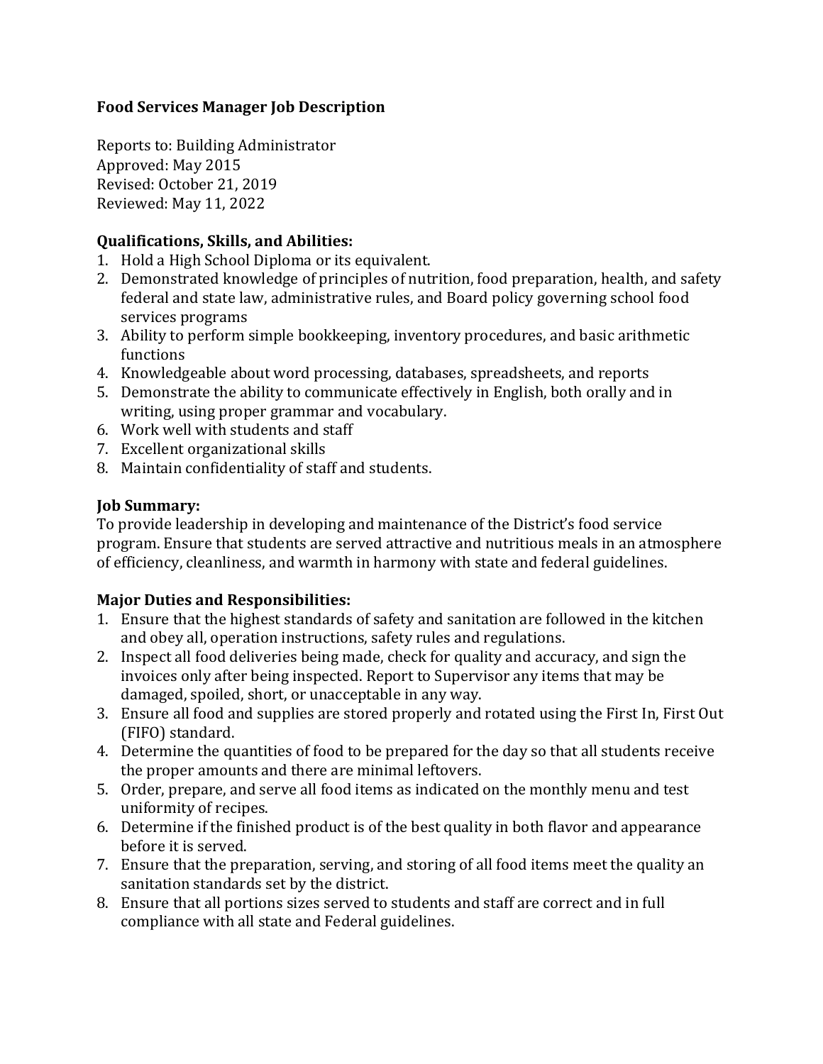**Food Services Manager Job Description**

Reports to: Building Administrator
Approved: May 2015
Revised: October 21, 2019
Reviewed: May 11, 2022

**Qualifications, Skills, and Abilities:**

1. Hold a High School Diploma or its equivalent.
2. Demonstrated knowledge of principles of nutrition, food preparation, health, and safety federal and state law, administrative rules, and Board policy governing school food services programs
3. Ability to perform simple bookkeeping, inventory procedures, and basic arithmetic functions
4. Knowledgeable about word processing, databases, spreadsheets, and reports
5. Demonstrate the ability to communicate effectively in English, both orally and in writing, using proper grammar and vocabulary.
6. Work well with students and staff
7. Excellent organizational skills
8. Maintain confidentiality of staff and students.

**Job Summary:**

To provide leadership in developing and maintenance of the District's food service program. Ensure that students are served attractive and nutritious meals in an atmosphere of efficiency, cleanliness, and warmth in harmony with state and federal guidelines.

**Major Duties and Responsibilities:**

1. Ensure that the highest standards of safety and sanitation are followed in the kitchen and obey all, operation instructions, safety rules and regulations.
2. Inspect all food deliveries being made, check for quality and accuracy, and sign the invoices only after being inspected. Report to Supervisor any items that may be damaged, spoiled, short, or unacceptable in any way.
3. Ensure all food and supplies are stored properly and rotated using the First In, First Out (FIFO) standard.
4. Determine the quantities of food to be prepared for the day so that all students receive the proper amounts and there are minimal leftovers.
5. Order, prepare, and serve all food items as indicated on the monthly menu and test uniformity of recipes.
6. Determine if the finished product is of the best quality in both flavor and appearance before it is served.
7. Ensure that the preparation, serving, and storing of all food items meet the quality an sanitation standards set by the district.
8. Ensure that all portions sizes served to students and staff are correct and in full compliance with all state and Federal guidelines.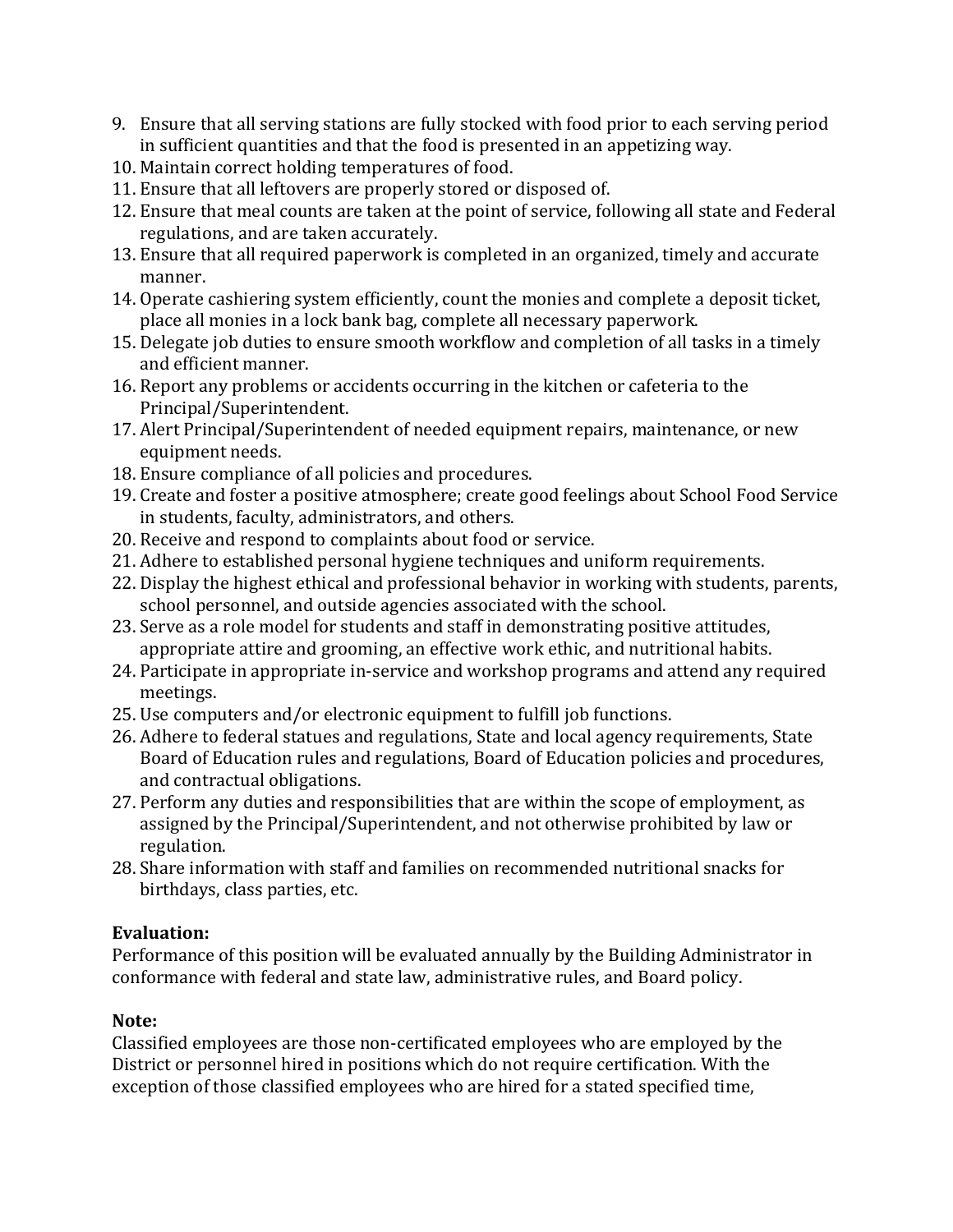9. Ensure that all serving stations are fully stocked with food prior to each serving period in sufficient quantities and that the food is presented in an appetizing way.
10. Maintain correct holding temperatures of food.
11. Ensure that all leftovers are properly stored or disposed of.
12. Ensure that meal counts are taken at the point of service, following all state and Federal regulations, and are taken accurately.
13. Ensure that all required paperwork is completed in an organized, timely and accurate manner.
14. Operate cashiering system efficiently, count the monies and complete a deposit ticket, place all monies in a lock bank bag, complete all necessary paperwork.
15. Delegate job duties to ensure smooth workflow and completion of all tasks in a timely and efficient manner.
16. Report any problems or accidents occurring in the kitchen or cafeteria to the Principal/Superintendent.
17. Alert Principal/Superintendent of needed equipment repairs, maintenance, or new equipment needs.
18. Ensure compliance of all policies and procedures.
19. Create and foster a positive atmosphere; create good feelings about School Food Service in students, faculty, administrators, and others.
20. Receive and respond to complaints about food or service.
21. Adhere to established personal hygiene techniques and uniform requirements.
22. Display the highest ethical and professional behavior in working with students, parents, school personnel, and outside agencies associated with the school.
23. Serve as a role model for students and staff in demonstrating positive attitudes, appropriate attire and grooming, an effective work ethic, and nutritional habits.
24. Participate in appropriate in-service and workshop programs and attend any required meetings.
25. Use computers and/or electronic equipment to fulfill job functions.
26. Adhere to federal statues and regulations, State and local agency requirements, State Board of Education rules and regulations, Board of Education policies and procedures, and contractual obligations.
27. Perform any duties and responsibilities that are within the scope of employment, as assigned by the Principal/Superintendent, and not otherwise prohibited by law or regulation.
28. Share information with staff and families on recommended nutritional snacks for birthdays, class parties, etc.

**Evaluation:**
Performance of this position will be evaluated annually by the Building Administrator in conformance with federal and state law, administrative rules, and Board policy.

**Note:**
Classified employees are those non-certificated employees who are employed by the District or personnel hired in positions which do not require certification. With the exception of those classified employees who are hired for a stated specified time,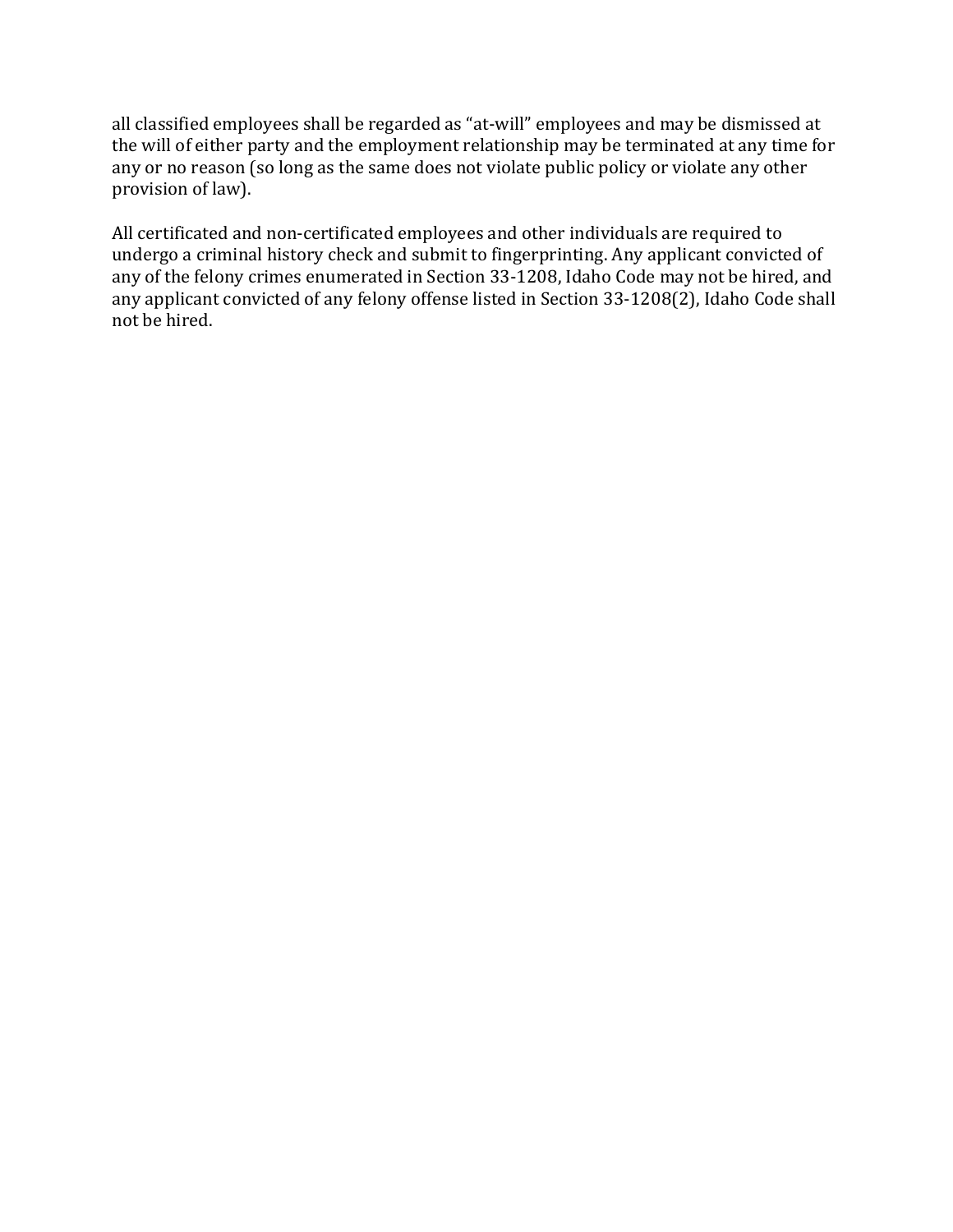all classified employees shall be regarded as "at-will" employees and may be dismissed at the will of either party and the employment relationship may be terminated at any time for any or no reason (so long as the same does not violate public policy or violate any other provision of law).

All certificated and non-certificated employees and other individuals are required to undergo a criminal history check and submit to fingerprinting. Any applicant convicted of any of the felony crimes enumerated in Section 33-1208, Idaho Code may not be hired, and any applicant convicted of any felony offense listed in Section 33-1208(2), Idaho Code shall not be hired.